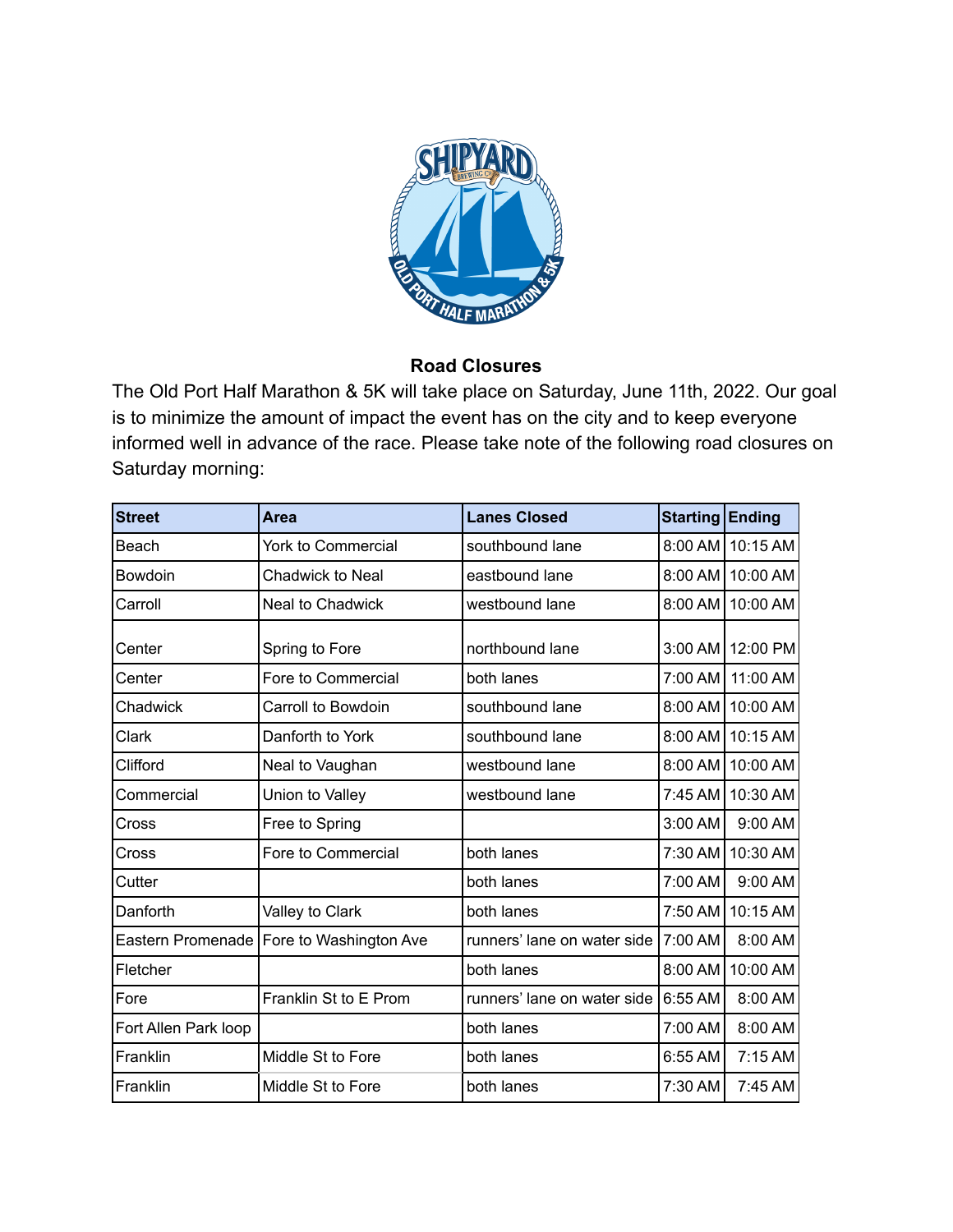## Road Closures

The Old Port Half Marathon & 5K will take place on Saturday, June 11th, 2022. Our goal is to minimize the amount of impact the event has on the city and to keep everyone informed well in advance of the race. Please take note of the following road closures on Saturday morning:

| Street | Area | Lanes Closed | Starting | Ending |
|---|---|---|---|---|
| Beach | York to Commercial | southbound lane | 8:00 AM | 10:15 AM |
| Bowdoin | Chadwick to Neal | eastbound lane | 8:00 AM | 10:00 AM |
| Carroll | Neal to Chadwick | westbound lane | 8:00 AM | 10:00 AM |
| Center | Spring to Fore | northbound lane | 3:00 AM | 12:00 PM |
| Center | Fore to Commercial | both lanes | 7:00 AM | 11:00 AM |
| Chadwick | Carroll to Bowdoin | southbound lane | 8:00 AM | 10:00 AM |
| Clark | Danforth to York | southbound lane | 8:00 AM | 10:15 AM |
| Clifford | Neal to Vaughan | westbound lane | 8:00 AM | 10:00 AM |
| Commercial | Union to Valley | westbound lane | 7:45 AM | 10:30 AM |
| Cross | Free to Spring | | 3:00 AM | 9:00 AM |
| Cross | Fore to Commercial | both lanes | 7:30 AM | 10:30 AM |
| Cutter | | both lanes | 7:00 AM | 9:00 AM |
| Danforth | Valley to Clark | both lanes | 7:50 AM | 10:15 AM |
| Eastern Promenade | Fore to Washington Ave | runners' lane on water side | 7:00 AM | 8:00 AM |
| Fletcher | | both lanes | 8:00 AM | 10:00 AM |
| Fore | Franklin St to E Prom | runners' lane on water side | 6:55 AM | 8:00 AM |
| Fort Allen Park loop | | both lanes | 7:00 AM | 8:00 AM |
| Franklin | Middle St to Fore | both lanes | 6:55 AM | 7:15 AM |
| Franklin | Middle St to Fore | both lanes | 7:30 AM | 7:45 AM |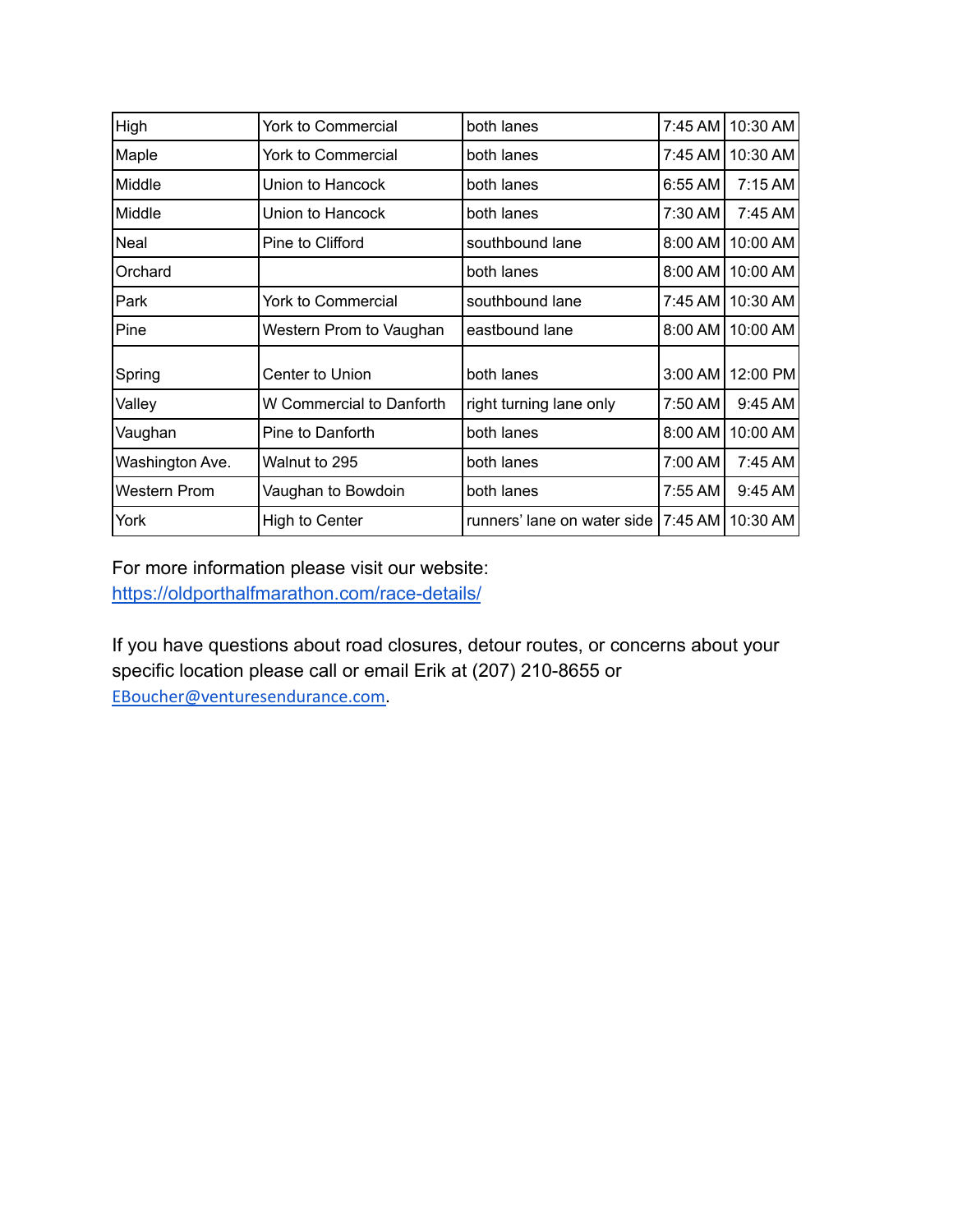| High | York to Commercial | both lanes | 7:45 AM | 10:30 AM |
|---|---|---|---|---|
| Maple | York to Commercial | both lanes | 7:45 AM | 10:30 AM |
| Middle | Union to Hancock | both lanes | 6:55 AM | 7:15 AM |
| Middle | Union to Hancock | both lanes | 7:30 AM | 7:45 AM |
| Neal | Pine to Clifford | southbound lane | 8:00 AM | 10:00 AM |
| Orchard | | both lanes | 8:00 AM | 10:00 AM |
| Park | York to Commercial | southbound lane | 7:45 AM | 10:30 AM |
| Pine | Western Prom to Vaughan | eastbound lane | 8:00 AM | 10:00 AM |
| Spring | Center to Union | both lanes | 3:00 AM | 12:00 PM |
| Valley | W Commercial to Danforth | right turning lane only | 7:50 AM | 9:45 AM |
| Vaughan | Pine to Danforth | both lanes | 8:00 AM | 10:00 AM |
| Washington Ave. | Walnut to 295 | both lanes | 7:00 AM | 7:45 AM |
| Western Prom | Vaughan to Bowdoin | both lanes | 7:55 AM | 9:45 AM |
| York | High to Center | runners' lane on water side | 7:45 AM | 10:30 AM |

For more information please visit our website:
[https://oldporthalfmarathon.com/race-details/](https://oldporthalfmarathon.com/race-details/)

If you have questions about road closures, detour routes, or concerns about your specific location please call or email Erik at (207) 210-8655 or [EBoucher@venturesendurance.com](mailto:EBoucher@venturesendurance.com).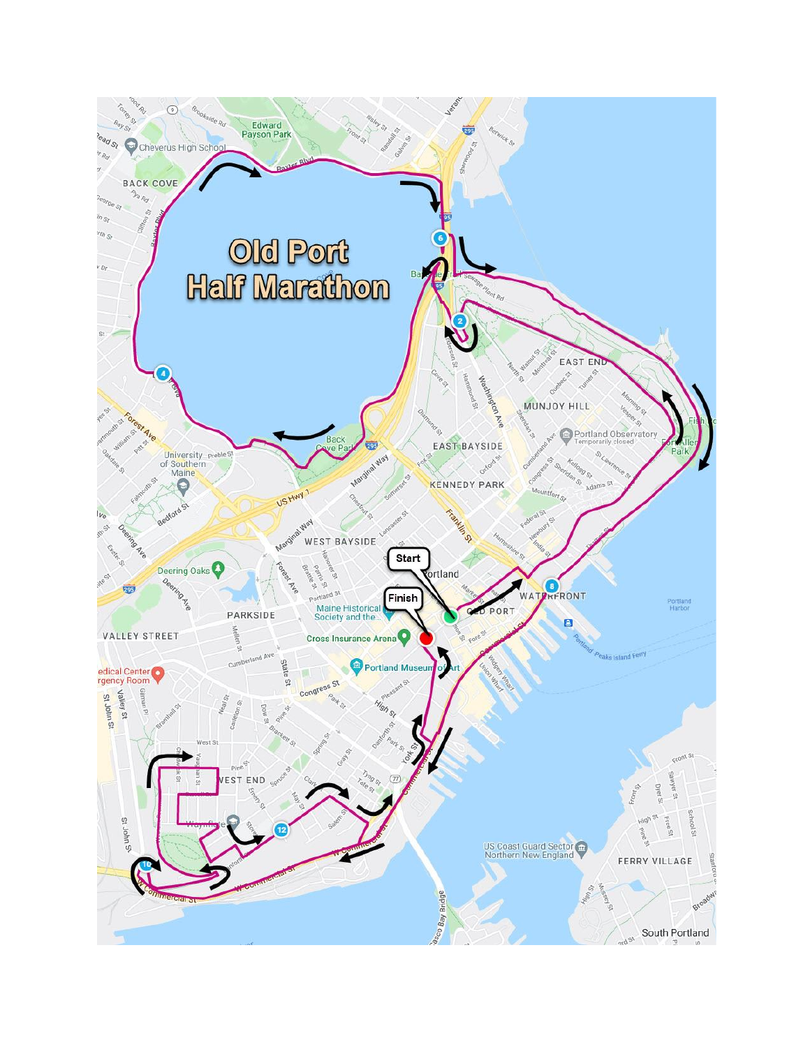# Old Port Half Marathon

Start

Finish